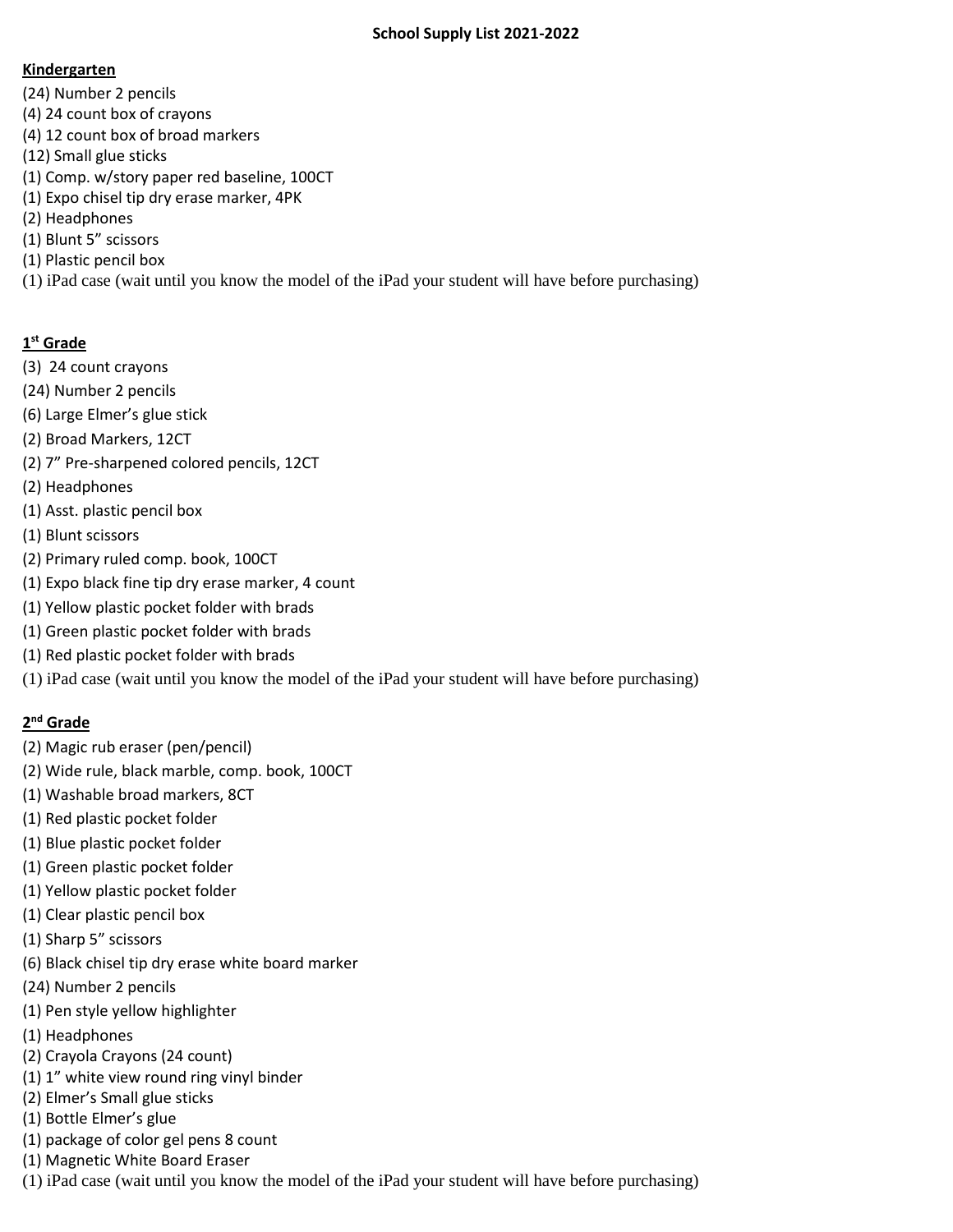# School Supply List 2021-2022

## Kindergarten

(24) Number 2 pencils
(4) 24 count box of crayons
(4) 12 count box of broad markers
(12) Small glue sticks
(1) Comp. w/story paper red baseline, 100CT
(1) Expo chisel tip dry erase marker, 4PK
(2) Headphones
(1) Blunt 5" scissors
(1) Plastic pencil box
(1) iPad case (wait until you know the model of the iPad your student will have before purchasing)

## 1st Grade

(3) 24 count crayons
(24) Number 2 pencils
(6) Large Elmer's glue stick
(2) Broad Markers, 12CT
(2) 7" Pre-sharpened colored pencils, 12CT
(2) Headphones
(1) Asst. plastic pencil box
(1) Blunt scissors
(2) Primary ruled comp. book, 100CT
(1) Expo black fine tip dry erase marker, 4 count
(1) Yellow plastic pocket folder with brads
(1) Green plastic pocket folder with brads
(1) Red plastic pocket folder with brads
(1) iPad case (wait until you know the model of the iPad your student will have before purchasing)

## 2nd Grade

(2) Magic rub eraser (pen/pencil)
(2) Wide rule, black marble, comp. book, 100CT
(1) Washable broad markers, 8CT
(1) Red plastic pocket folder
(1) Blue plastic pocket folder
(1) Green plastic pocket folder
(1) Yellow plastic pocket folder
(1) Clear plastic pencil box
(1) Sharp 5" scissors
(6) Black chisel tip dry erase white board marker
(24) Number 2 pencils
(1) Pen style yellow highlighter
(1) Headphones
(2) Crayola Crayons (24 count)
(1) 1" white view round ring vinyl binder
(2) Elmer's Small glue sticks
(1) Bottle Elmer's glue
(1) package of color gel pens 8 count
(1) Magnetic White Board Eraser
(1) iPad case (wait until you know the model of the iPad your student will have before purchasing)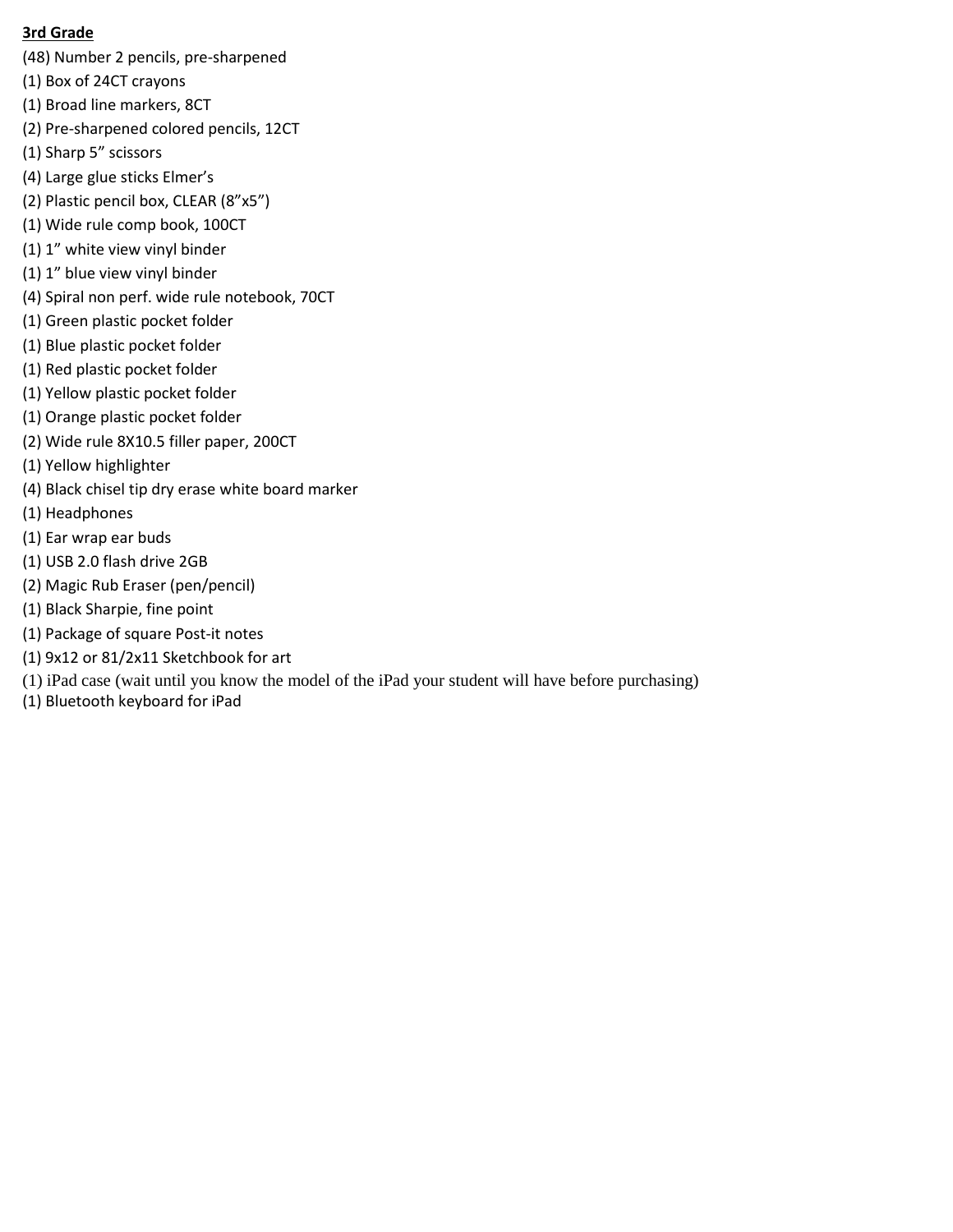**3rd Grade**

(48) Number 2 pencils, pre-sharpened
(1) Box of 24CT crayons
(1) Broad line markers, 8CT
(2) Pre-sharpened colored pencils, 12CT
(1) Sharp 5” scissors
(4) Large glue sticks Elmer’s
(2) Plastic pencil box, CLEAR (8”x5”)
(1) Wide rule comp book, 100CT
(1) 1” white view vinyl binder
(1) 1” blue view vinyl binder
(4) Spiral non perf. wide rule notebook, 70CT
(1) Green plastic pocket folder
(1) Blue plastic pocket folder
(1) Red plastic pocket folder
(1) Yellow plastic pocket folder
(1) Orange plastic pocket folder
(2) Wide rule 8X10.5 filler paper, 200CT
(1) Yellow highlighter
(4) Black chisel tip dry erase white board marker
(1) Headphones
(1) Ear wrap ear buds
(1) USB 2.0 flash drive 2GB
(2) Magic Rub Eraser (pen/pencil)
(1) Black Sharpie, fine point
(1) Package of square Post-it notes
(1) 9x12 or 81/2x11 Sketchbook for art
(1) iPad case (wait until you know the model of the iPad your student will have before purchasing)
(1) Bluetooth keyboard for iPad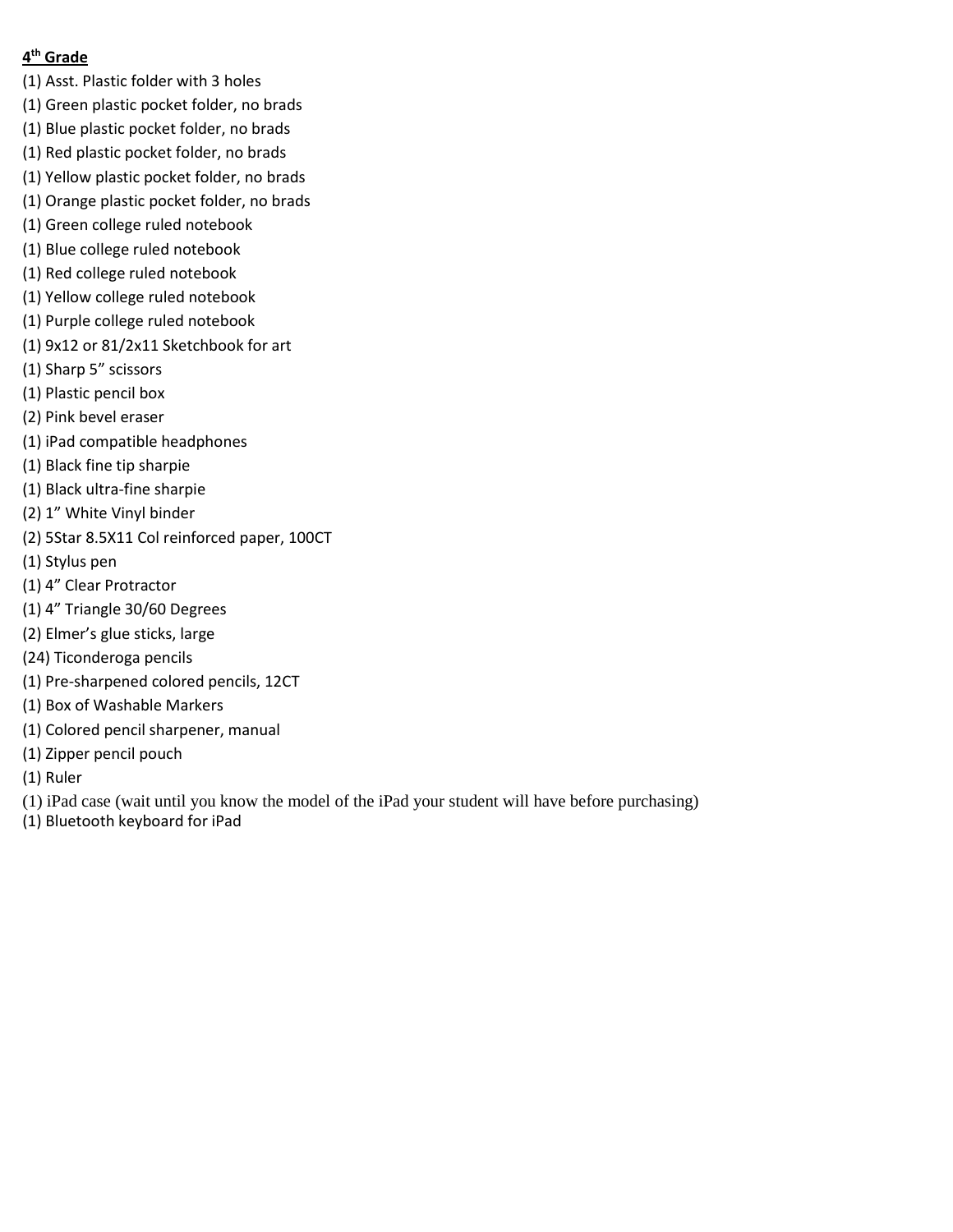**<u>4th Grade</u>**

(1) Asst. Plastic folder with 3 holes
(1) Green plastic pocket folder, no brads
(1) Blue plastic pocket folder, no brads
(1) Red plastic pocket folder, no brads
(1) Yellow plastic pocket folder, no brads
(1) Orange plastic pocket folder, no brads
(1) Green college ruled notebook
(1) Blue college ruled notebook
(1) Red college ruled notebook
(1) Yellow college ruled notebook
(1) Purple college ruled notebook
(1) 9x12 or 81/2x11 Sketchbook for art
(1) Sharp 5" scissors
(1) Plastic pencil box
(2) Pink bevel eraser
(1) iPad compatible headphones
(1) Black fine tip sharpie
(1) Black ultra-fine sharpie
(2) 1" White Vinyl binder
(2) 5Star 8.5X11 Col reinforced paper, 100CT
(1) Stylus pen
(1) 4" Clear Protractor
(1) 4" Triangle 30/60 Degrees
(2) Elmer's glue sticks, large
(24) Ticonderoga pencils
(1) Pre-sharpened colored pencils, 12CT
(1) Box of Washable Markers
(1) Colored pencil sharpener, manual
(1) Zipper pencil pouch
(1) Ruler
(1) iPad case (wait until you know the model of the iPad your student will have before purchasing)
(1) Bluetooth keyboard for iPad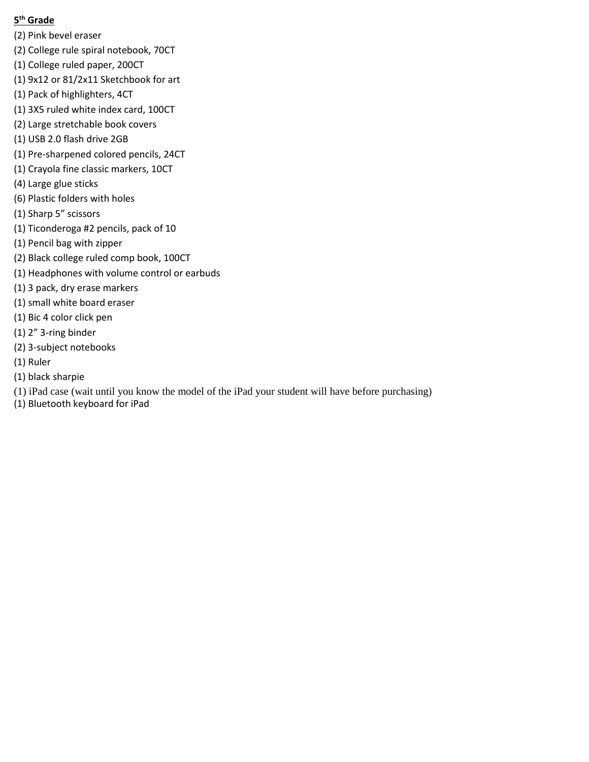**5th Grade**

(2) Pink bevel eraser
(2) College rule spiral notebook, 70CT
(1) College ruled paper, 200CT
(1) 9x12 or 81/2x11 Sketchbook for art
(1) Pack of highlighters, 4CT
(1) 3X5 ruled white index card, 100CT
(2) Large stretchable book covers
(1) USB 2.0 flash drive 2GB
(1) Pre-sharpened colored pencils, 24CT
(1) Crayola fine classic markers, 10CT
(4) Large glue sticks
(6) Plastic folders with holes
(1) Sharp 5" scissors
(1) Ticonderoga #2 pencils, pack of 10
(1) Pencil bag with zipper
(2) Black college ruled comp book, 100CT
(1) Headphones with volume control or earbuds
(1) 3 pack, dry erase markers
(1) small white board eraser
(1) Bic 4 color click pen
(1) 2" 3-ring binder
(2) 3-subject notebooks
(1) Ruler
(1) black sharpie
(1) iPad case (wait until you know the model of the iPad your student will have before purchasing)
(1) Bluetooth keyboard for iPad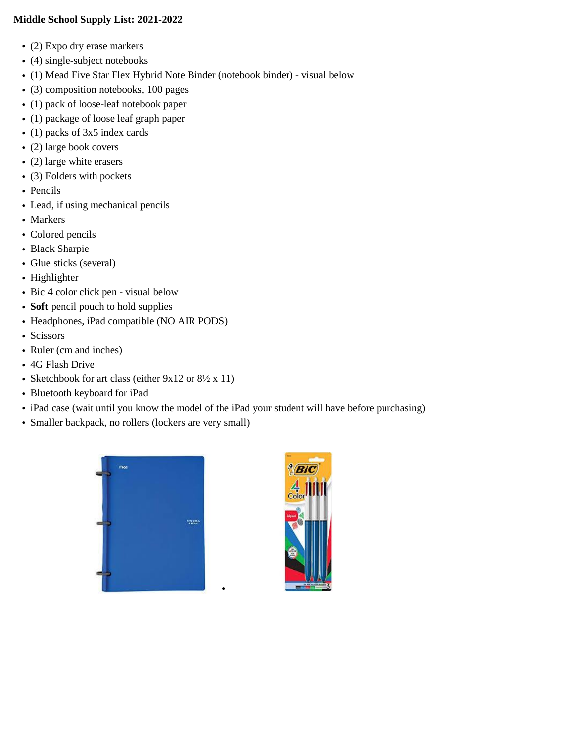**Middle School Supply List: 2021-2022**

- (2) Expo dry erase markers
- (4) single-subject notebooks
- (1) Mead Five Star Flex Hybrid Note Binder (notebook binder) - visual below
- (3) composition notebooks, 100 pages
- (1) pack of loose-leaf notebook paper
- (1) package of loose leaf graph paper
- (1) packs of 3x5 index cards
- (2) large book covers
- (2) large white erasers
- (3) Folders with pockets
- Pencils
- Lead, if using mechanical pencils
- Markers
- Colored pencils
- Black Sharpie
- Glue sticks (several)
- Highlighter
- Bic 4 color click pen - visual below
- **Soft** pencil pouch to hold supplies
- Headphones, iPad compatible (NO AIR PODS)
- Scissors
- Ruler (cm and inches)
- 4G Flash Drive
- Sketchbook for art class (either 9x12 or 8½ x 11)
- Bluetooth keyboard for iPad
- iPad case (wait until you know the model of the iPad your student will have before purchasing)
- Smaller backpack, no rollers (lockers are very small)